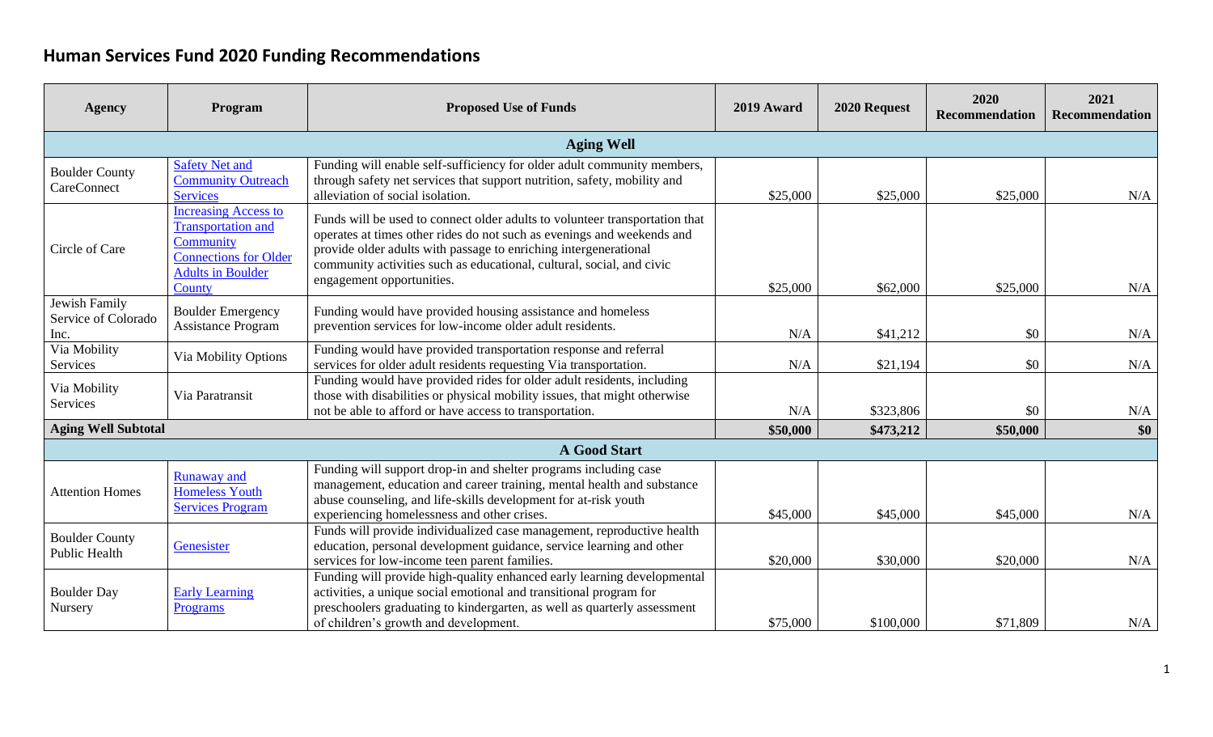# Human Services Fund 2020 Funding Recommendations

| Agency | Program | Proposed Use of Funds | 2019 Award | 2020 Request | 2020 Recommendation | 2021 Recommendation |
|---|---|---|---|---|---|---|
| **Aging Well** | | | | | | |
| Boulder County CareConnect | Safety Net and Community Outreach Services | Funding will enable self-sufficiency for older adult community members, through safety net services that support nutrition, safety, mobility and alleviation of social isolation. | $25,000 | $25,000 | $25,000 | N/A |
| Circle of Care | Increasing Access to Transportation and Community Connections for Older Adults in Boulder County | Funds will be used to connect older adults to volunteer transportation that operates at times other rides do not such as evenings and weekends and provide older adults with passage to enriching intergenerational community activities such as educational, cultural, social, and civic engagement opportunities. | $25,000 | $62,000 | $25,000 | N/A |
| Jewish Family Service of Colorado Inc. | Boulder Emergency Assistance Program | Funding would have provided housing assistance and homeless prevention services for low-income older adult residents. | N/A | $41,212 | $0 | N/A |
| Via Mobility Services | Via Mobility Options | Funding would have provided transportation response and referral services for older adult residents requesting Via transportation. | N/A | $21,194 | $0 | N/A |
| Via Mobility Services | Via Paratransit | Funding would have provided rides for older adult residents, including those with disabilities or physical mobility issues, that might otherwise not be able to afford or have access to transportation. | N/A | $323,806 | $0 | N/A |
| **Aging Well Subtotal** | | | **$50,000** | **$473,212** | **$50,000** | **$0** |
| **A Good Start** | | | | | | |
| Attention Homes | Runaway and Homeless Youth Services Program | Funding will support drop-in and shelter programs including case management, education and career training, mental health and substance abuse counseling, and life-skills development for at-risk youth experiencing homelessness and other crises. | $45,000 | $45,000 | $45,000 | N/A |
| Boulder County Public Health | Genesister | Funds will provide individualized case management, reproductive health education, personal development guidance, service learning and other services for low-income teen parent families. | $20,000 | $30,000 | $20,000 | N/A |
| Boulder Day Nursery | Early Learning Programs | Funding will provide high-quality enhanced early learning developmental activities, a unique social emotional and transitional program for preschoolers graduating to kindergarten, as well as quarterly assessment of children's growth and development. | $75,000 | $100,000 | $71,809 | N/A |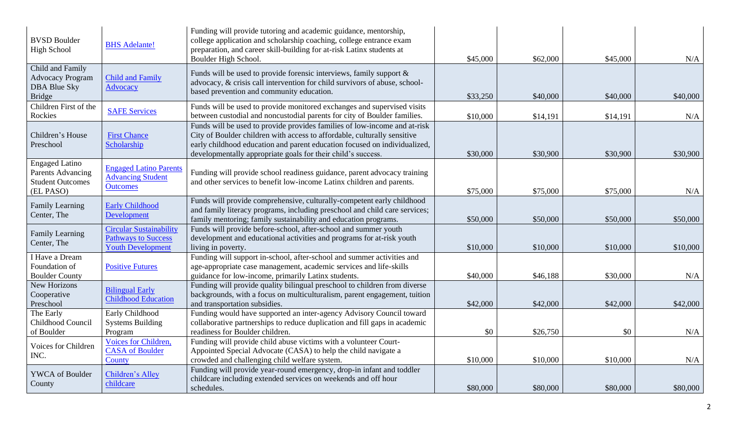| | | | | | | |
|---|---|---|---|---|---|---|
| BVSD Boulder High School | BHS Adelante! | Funding will provide tutoring and academic guidance, mentorship, college application and scholarship coaching, college entrance exam preparation, and career skill-building for at-risk Latinx students at Boulder High School. | $45,000 | $62,000 | $45,000 | N/A |
| Child and Family Advocacy Program DBA Blue Sky Bridge | Child and Family Advocacy | Funds will be used to provide forensic interviews, family support & advocacy, & crisis call intervention for child survivors of abuse, school-based prevention and community education. | $33,250 | $40,000 | $40,000 | $40,000 |
| Children First of the Rockies | SAFE Services | Funds will be used to provide monitored exchanges and supervised visits between custodial and noncustodial parents for city of Boulder families. | $10,000 | $14,191 | $14,191 | N/A |
| Children's House Preschool | First Chance Scholarship | Funds will be used to provide provides families of low-income and at-risk City of Boulder children with access to affordable, culturally sensitive early childhood education and parent education focused on individualized, developmentally appropriate goals for their child's success. | $30,000 | $30,900 | $30,900 | $30,900 |
| Engaged Latino Parents Advancing Student Outcomes (EL PASO) | Engaged Latino Parents Advancing Student Outcomes | Funding will provide school readiness guidance, parent advocacy training and other services to benefit low-income Latinx children and parents. | $75,000 | $75,000 | $75,000 | N/A |
| Family Learning Center, The | Early Childhood Development | Funds will provide comprehensive, culturally-competent early childhood and family literacy programs, including preschool and child care services; family mentoring; family sustainability and education programs. | $50,000 | $50,000 | $50,000 | $50,000 |
| Family Learning Center, The | Circular Sustainability Pathways to Success Youth Development | Funds will provide before-school, after-school and summer youth development and educational activities and programs for at-risk youth living in poverty. | $10,000 | $10,000 | $10,000 | $10,000 |
| I Have a Dream Foundation of Boulder County | Positive Futures | Funding will support in-school, after-school and summer activities and age-appropriate case management, academic services and life-skills guidance for low-income, primarily Latinx students. | $40,000 | $46,188 | $30,000 | N/A |
| New Horizons Cooperative Preschool | Bilingual Early Childhood Education | Funding will provide quality bilingual preschool to children from diverse backgrounds, with a focus on multiculturalism, parent engagement, tuition and transportation subsidies. | $42,000 | $42,000 | $42,000 | $42,000 |
| The Early Childhood Council of Boulder | Early Childhood Systems Building Program | Funding would have supported an inter-agency Advisory Council toward collaborative partnerships to reduce duplication and fill gaps in academic readiness for Boulder children. | $0 | $26,750 | $0 | N/A |
| Voices for Children INC. | Voices for Children, CASA of Boulder County | Funding will provide child abuse victims with a volunteer Court-Appointed Special Advocate (CASA) to help the child navigate a crowded and challenging child welfare system. | $10,000 | $10,000 | $10,000 | N/A |
| YWCA of Boulder County | Children's Alley childcare | Funding will provide year-round emergency, drop-in infant and toddler childcare including extended services on weekends and off hour schedules. | $80,000 | $80,000 | $80,000 | $80,000 |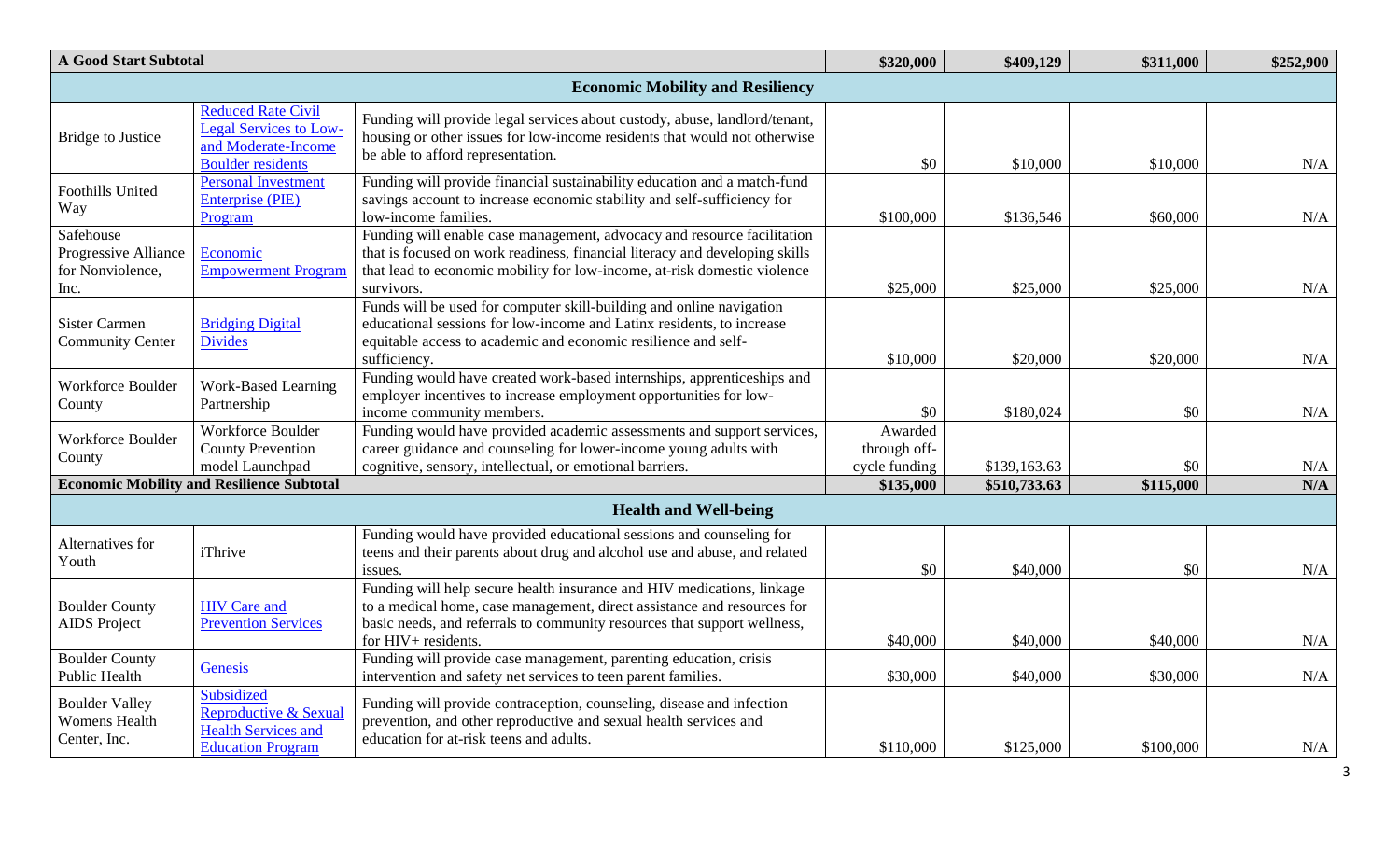| A Good Start Subtotal | | | $320,000 | $409,129 | $311,000 | $252,900 |
|---|---|---|---|---|---|---|
| **Economic Mobility and Resiliency** | | | | | | |
| Bridge to Justice | Reduced Rate Civil Legal Services to Low- and Moderate-Income Boulder residents | Funding will provide legal services about custody, abuse, landlord/tenant, housing or other issues for low-income residents that would not otherwise be able to afford representation. | $0 | $10,000 | $10,000 | N/A |
| Foothills United Way | Personal Investment Enterprise (PIE) Program | Funding will provide financial sustainability education and a match-fund savings account to increase economic stability and self-sufficiency for low-income families. | $100,000 | $136,546 | $60,000 | N/A |
| Safehouse Progressive Alliance for Nonviolence, Inc. | Economic Empowerment Program | Funding will enable case management, advocacy and resource facilitation that is focused on work readiness, financial literacy and developing skills that lead to economic mobility for low-income, at-risk domestic violence survivors. | $25,000 | $25,000 | $25,000 | N/A |
| Sister Carmen Community Center | Bridging Digital Divides | Funds will be used for computer skill-building and online navigation educational sessions for low-income and Latinx residents, to increase equitable access to academic and economic resilience and self-sufficiency. | $10,000 | $20,000 | $20,000 | N/A |
| Workforce Boulder County | Work-Based Learning Partnership | Funding would have created work-based internships, apprenticeships and employer incentives to increase employment opportunities for low-income community members. | $0 | $180,024 | $0 | N/A |
| Workforce Boulder County | Workforce Boulder County Prevention model Launchpad | Funding would have provided academic assessments and support services, career guidance and counseling for lower-income young adults with cognitive, sensory, intellectual, or emotional barriers. | Awarded through off-cycle funding | $139,163.63 | $0 | N/A |
| **Economic Mobility and Resilience Subtotal** | | | **$135,000** | **$510,733.63** | **$115,000** | **N/A** |
| **Health and Well-being** | | | | | | |
| Alternatives for Youth | iThrive | Funding would have provided educational sessions and counseling for teens and their parents about drug and alcohol use and abuse, and related issues. | $0 | $40,000 | $0 | N/A |
| Boulder County AIDS Project | HIV Care and Prevention Services | Funding will help secure health insurance and HIV medications, linkage to a medical home, case management, direct assistance and resources for basic needs, and referrals to community resources that support wellness, for HIV+ residents. | $40,000 | $40,000 | $40,000 | N/A |
| Boulder County Public Health | Genesis | Funding will provide case management, parenting education, crisis intervention and safety net services to teen parent families. | $30,000 | $40,000 | $30,000 | N/A |
| Boulder Valley Womens Health Center, Inc. | Subsidized Reproductive & Sexual Health Services and Education Program | Funding will provide contraception, counseling, disease and infection prevention, and other reproductive and sexual health services and education for at-risk teens and adults. | $110,000 | $125,000 | $100,000 | N/A |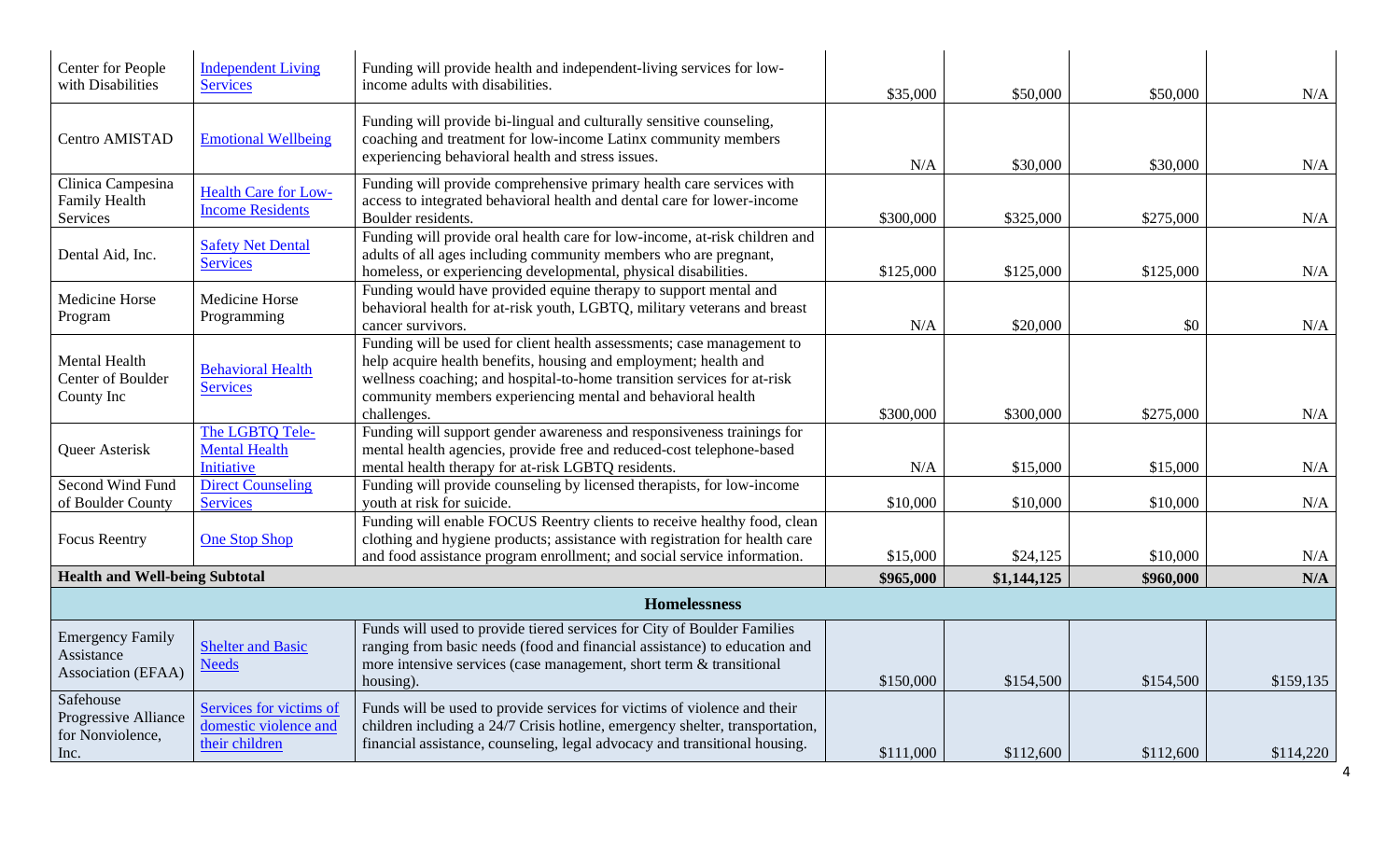| | | | | | | |
|---|---|---|---|---|---|---|
| Center for People with Disabilities | Independent Living Services | Funding will provide health and independent-living services for low-income adults with disabilities. | $35,000 | $50,000 | $50,000 | N/A |
| Centro AMISTAD | Emotional Wellbeing | Funding will provide bi-lingual and culturally sensitive counseling, coaching and treatment for low-income Latinx community members experiencing behavioral health and stress issues. | N/A | $30,000 | $30,000 | N/A |
| Clinica Campesina Family Health Services | Health Care for Low-Income Residents | Funding will provide comprehensive primary health care services with access to integrated behavioral health and dental care for lower-income Boulder residents. | $300,000 | $325,000 | $275,000 | N/A |
| Dental Aid, Inc. | Safety Net Dental Services | Funding will provide oral health care for low-income, at-risk children and adults of all ages including community members who are pregnant, homeless, or experiencing developmental, physical disabilities. | $125,000 | $125,000 | $125,000 | N/A |
| Medicine Horse Program | Medicine Horse Programming | Funding would have provided equine therapy to support mental and behavioral health for at-risk youth, LGBTQ, military veterans and breast cancer survivors. | N/A | $20,000 | $0 | N/A |
| Mental Health Center of Boulder County Inc | Behavioral Health Services | Funding will be used for client health assessments; case management to help acquire health benefits, housing and employment; health and wellness coaching; and hospital-to-home transition services for at-risk community members experiencing mental and behavioral health challenges. | $300,000 | $300,000 | $275,000 | N/A |
| Queer Asterisk | The LGBTQ Tele-Mental Health Initiative | Funding will support gender awareness and responsiveness trainings for mental health agencies, provide free and reduced-cost telephone-based mental health therapy for at-risk LGBTQ residents. | N/A | $15,000 | $15,000 | N/A |
| Second Wind Fund of Boulder County | Direct Counseling Services | Funding will provide counseling by licensed therapists, for low-income youth at risk for suicide. | $10,000 | $10,000 | $10,000 | N/A |
| Focus Reentry | One Stop Shop | Funding will enable FOCUS Reentry clients to receive healthy food, clean clothing and hygiene products; assistance with registration for health care and food assistance program enrollment; and social service information. | $15,000 | $24,125 | $10,000 | N/A |
| **Health and Well-being Subtotal** | | | **$965,000** | **$1,144,125** | **$960,000** | **N/A** |
| **Homelessness** | | | | | | |
| Emergency Family Assistance Association (EFAA) | Shelter and Basic Needs | Funds will used to provide tiered services for City of Boulder Families ranging from basic needs (food and financial assistance) to education and more intensive services (case management, short term & transitional housing). | $150,000 | $154,500 | $154,500 | $159,135 |
| Safehouse Progressive Alliance for Nonviolence, Inc. | Services for victims of domestic violence and their children | Funds will be used to provide services for victims of violence and their children including a 24/7 Crisis hotline, emergency shelter, transportation, financial assistance, counseling, legal advocacy and transitional housing. | $111,000 | $112,600 | $112,600 | $114,220 |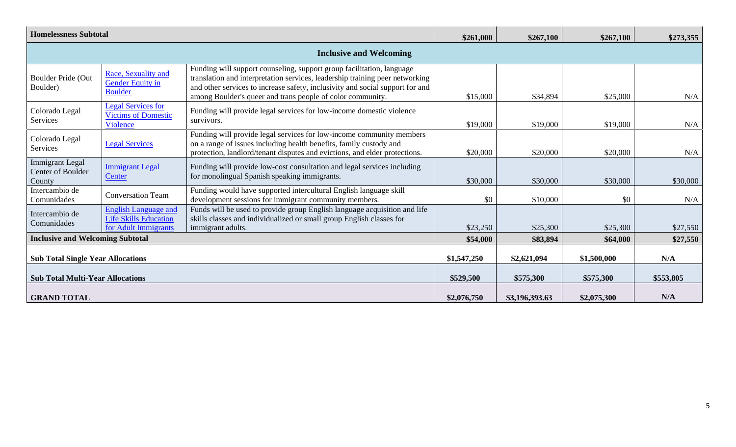| | | | | | | |
|---|---|---|---|---|---|---|
| **Homelessness Subtotal** | | | **$261,000** | **$267,100** | **$267,100** | **$273,355** |
| **Inclusive and Welcoming** | | | | | | |
| Boulder Pride (Out Boulder) | Race, Sexuality and Gender Equity in Boulder | Funding will support counseling, support group facilitation, language translation and interpretation services, leadership training peer networking and other services to increase safety, inclusivity and social support for and among Boulder's queer and trans people of color community. | $15,000 | $34,894 | $25,000 | N/A |
| Colorado Legal Services | Legal Services for Victims of Domestic Violence | Funding will provide legal services for low-income domestic violence survivors. | $19,000 | $19,000 | $19,000 | N/A |
| Colorado Legal Services | Legal Services | Funding will provide legal services for low-income community members on a range of issues including health benefits, family custody and protection, landlord/tenant disputes and evictions, and elder protections. | $20,000 | $20,000 | $20,000 | N/A |
| Immigrant Legal Center of Boulder County | Immigrant Legal Center | Funding will provide low-cost consultation and legal services including for monolingual Spanish speaking immigrants. | $30,000 | $30,000 | $30,000 | $30,000 |
| Intercambio de Comunidades | Conversation Team | Funding would have supported intercultural English language skill development sessions for immigrant community members. | $0 | $10,000 | $0 | N/A |
| Intercambio de Comunidades | English Language and Life Skills Education for Adult Immigrants | Funds will be used to provide group English language acquisition and life skills classes and individualized or small group English classes for immigrant adults. | $23,250 | $25,300 | $25,300 | $27,550 |
| **Inclusive and Welcoming Subtotal** | | | **$54,000** | **$83,894** | **$64,000** | **$27,550** |
| **Sub Total Single Year Allocations** | | | **$1,547,250** | **$2,621,094** | **$1,500,000** | **N/A** |
| **Sub Total Multi-Year Allocations** | | | **$529,500** | **$575,300** | **$575,300** | **$553,805** |
| **GRAND TOTAL** | | | **$2,076,750** | **$3,196,393.63** | **$2,075,300** | **N/A** |